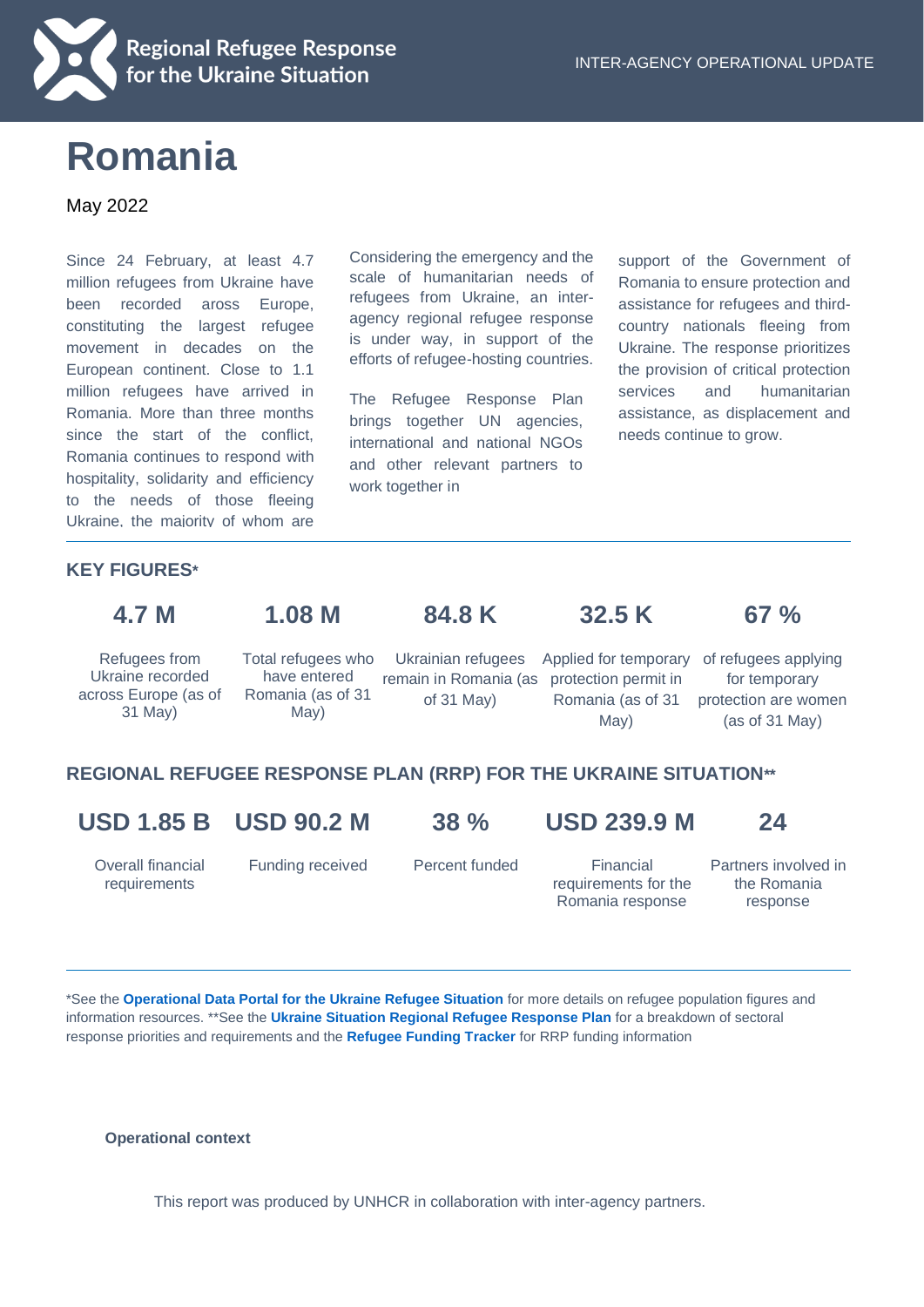Regional Refugee Response for the Ukraine Situation

INTER-AGENCY OPERATIONAL UPDATE

# Romania

May 2022

Since 24 February, at least 4.7 million refugees from Ukraine have been recorded aross Europe, constituting the largest refugee movement in decades on the European continent. Close to 1.1 million refugees have arrived in Romania. More than three months since the start of the conflict, Romania continues to respond with hospitality, solidarity and efficiency to the needs of those fleeing Ukraine, the majority of whom are

Considering the emergency and the scale of humanitarian needs of refugees from Ukraine, an inter-agency regional refugee response is under way, in support of the efforts of refugee-hosting countries.

The Refugee Response Plan brings together UN agencies, international and national NGOs and other relevant partners to work together in support of the Government of Romania to ensure protection and assistance for refugees and third-country nationals fleeing from Ukraine. The response prioritizes the provision of critical protection services and humanitarian assistance, as displacement and needs continue to grow.

## KEY FIGURES*

| 4.7 M | 1.08 M | 84.8 K | 32.5 K | 67 % |
|---|---|---|---|---|
| Refugees from Ukraine recorded across Europe (as of 31 May) | Total refugees who have entered Romania (as of 31 May) | Ukrainian refugees remain in Romania (as of 31 May) | Applied for temporary protection permit in Romania (as of 31 May) | of refugees applying for temporary protection are women (as of 31 May) |

## REGIONAL REFUGEE RESPONSE PLAN (RRP) FOR THE UKRAINE SITUATION**

| USD 1.85 B | USD 90.2 M | 38 % | USD 239.9 M | 24 |
|---|---|---|---|---|
| Overall financial requirements | Funding received | Percent funded | Financial requirements for the Romania response | Partners involved in the Romania response |

*See the **Operational Data Portal for the Ukraine Refugee Situation** for more details on refugee population figures and information resources. **See the **Ukraine Situation Regional Refugee Response Plan** for a breakdown of sectoral response priorities and requirements and the **Refugee Funding Tracker** for RRP funding information

**Operational context**

This report was produced by UNHCR in collaboration with inter-agency partners.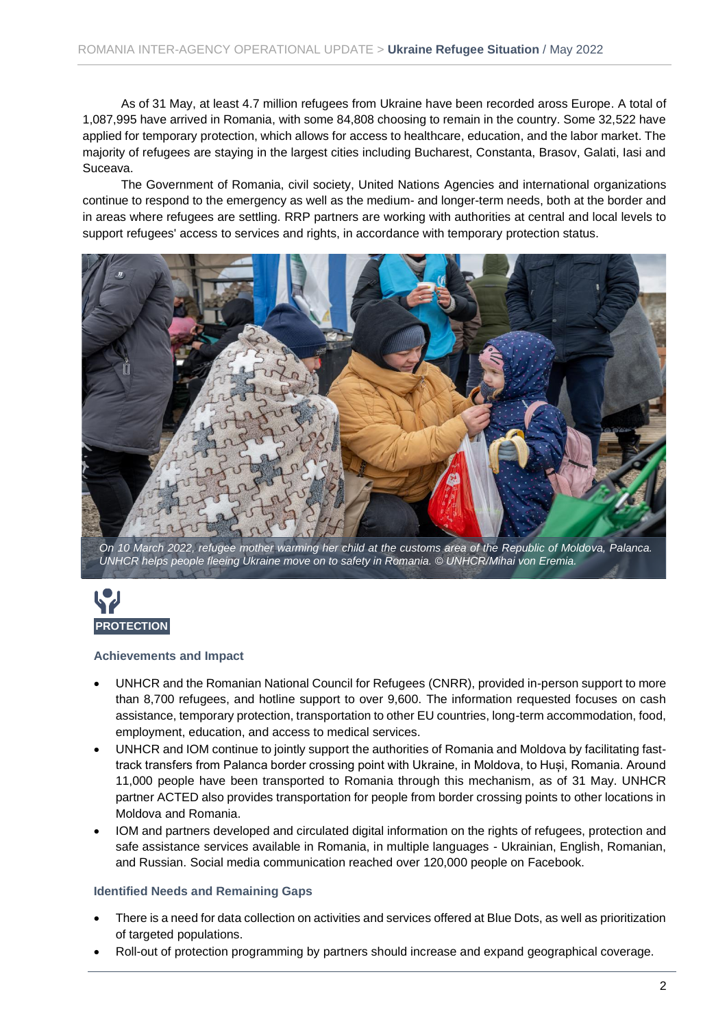As of 31 May, at least 4.7 million refugees from Ukraine have been recorded aross Europe. A total of 1,087,995 have arrived in Romania, with some 84,808 choosing to remain in the country. Some 32,522 have applied for temporary protection, which allows for access to healthcare, education, and the labor market. The majority of refugees are staying in the largest cities including Bucharest, Constanta, Brasov, Galati, Iasi and Suceava.

The Government of Romania, civil society, United Nations Agencies and international organizations continue to respond to the emergency as well as the medium- and longer-term needs, both at the border and in areas where refugees are settling. RRP partners are working with authorities at central and local levels to support refugees' access to services and rights, in accordance with temporary protection status.

*On 10 March 2022, refugee mother warming her child at the customs area of the Republic of Moldova, Palanca. UNHCR helps people fleeing Ukraine move on to safety in Romania. © UNHCR/Mihai von Eremia.*

## PROTECTION

### Achievements and Impact

- UNHCR and the Romanian National Council for Refugees (CNRR), provided in-person support to more than 8,700 refugees, and hotline support to over 9,600. The information requested focuses on cash assistance, temporary protection, transportation to other EU countries, long-term accommodation, food, employment, education, and access to medical services.
- UNHCR and IOM continue to jointly support the authorities of Romania and Moldova by facilitating fast-track transfers from Palanca border crossing point with Ukraine, in Moldova, to Huși, Romania. Around 11,000 people have been transported to Romania through this mechanism, as of 31 May. UNHCR partner ACTED also provides transportation for people from border crossing points to other locations in Moldova and Romania.
- IOM and partners developed and circulated digital information on the rights of refugees, protection and safe assistance services available in Romania, in multiple languages - Ukrainian, English, Romanian, and Russian. Social media communication reached over 120,000 people on Facebook.

### Identified Needs and Remaining Gaps

- There is a need for data collection on activities and services offered at Blue Dots, as well as prioritization of targeted populations.
- Roll-out of protection programming by partners should increase and expand geographical coverage.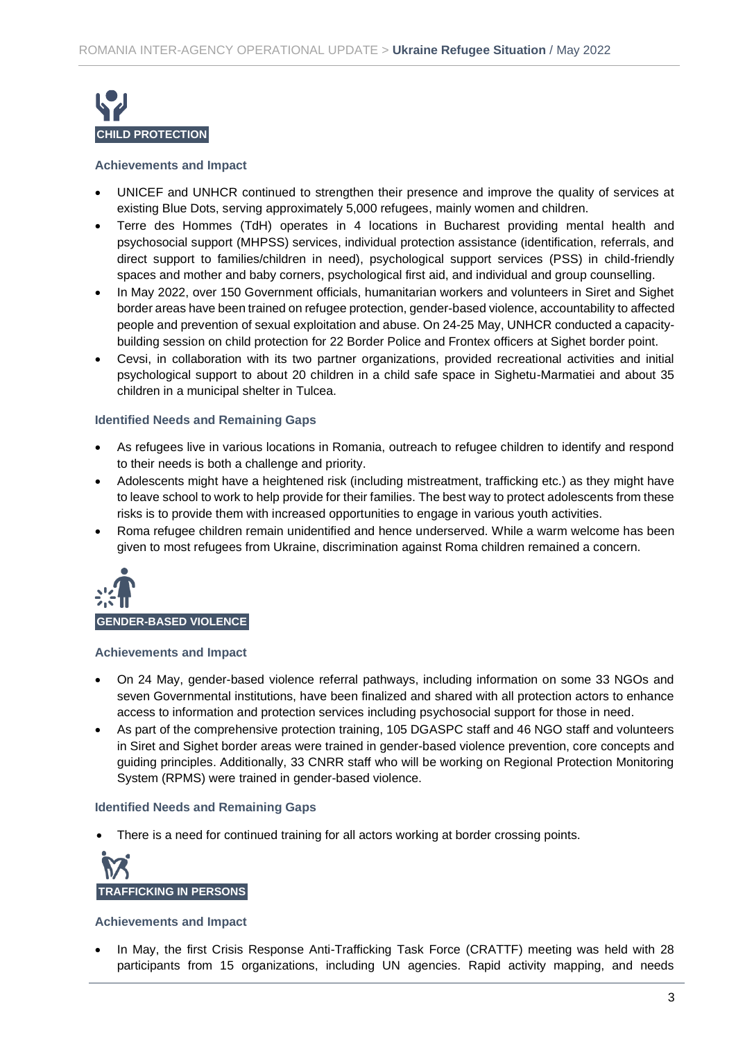## CHILD PROTECTION

### Achievements and Impact

- UNICEF and UNHCR continued to strengthen their presence and improve the quality of services at existing Blue Dots, serving approximately 5,000 refugees, mainly women and children.
- Terre des Hommes (TdH) operates in 4 locations in Bucharest providing mental health and psychosocial support (MHPSS) services, individual protection assistance (identification, referrals, and direct support to families/children in need), psychological support services (PSS) in child-friendly spaces and mother and baby corners, psychological first aid, and individual and group counselling.
- In May 2022, over 150 Government officials, humanitarian workers and volunteers in Siret and Sighet border areas have been trained on refugee protection, gender-based violence, accountability to affected people and prevention of sexual exploitation and abuse. On 24-25 May, UNHCR conducted a capacity-building session on child protection for 22 Border Police and Frontex officers at Sighet border point.
- Cevsi, in collaboration with its two partner organizations, provided recreational activities and initial psychological support to about 20 children in a child safe space in Sighetu-Marmatiei and about 35 children in a municipal shelter in Tulcea.

### Identified Needs and Remaining Gaps

- As refugees live in various locations in Romania, outreach to refugee children to identify and respond to their needs is both a challenge and priority.
- Adolescents might have a heightened risk (including mistreatment, trafficking etc.) as they might have to leave school to work to help provide for their families. The best way to protect adolescents from these risks is to provide them with increased opportunities to engage in various youth activities.
- Roma refugee children remain unidentified and hence underserved. While a warm welcome has been given to most refugees from Ukraine, discrimination against Roma children remained a concern.

## GENDER-BASED VIOLENCE

### Achievements and Impact

- On 24 May, gender-based violence referral pathways, including information on some 33 NGOs and seven Governmental institutions, have been finalized and shared with all protection actors to enhance access to information and protection services including psychosocial support for those in need.
- As part of the comprehensive protection training, 105 DGASPC staff and 46 NGO staff and volunteers in Siret and Sighet border areas were trained in gender-based violence prevention, core concepts and guiding principles. Additionally, 33 CNRR staff who will be working on Regional Protection Monitoring System (RPMS) were trained in gender-based violence.

### Identified Needs and Remaining Gaps

- There is a need for continued training for all actors working at border crossing points.

## TRAFFICKING IN PERSONS

### Achievements and Impact

- In May, the first Crisis Response Anti-Trafficking Task Force (CRATTF) meeting was held with 28 participants from 15 organizations, including UN agencies. Rapid activity mapping, and needs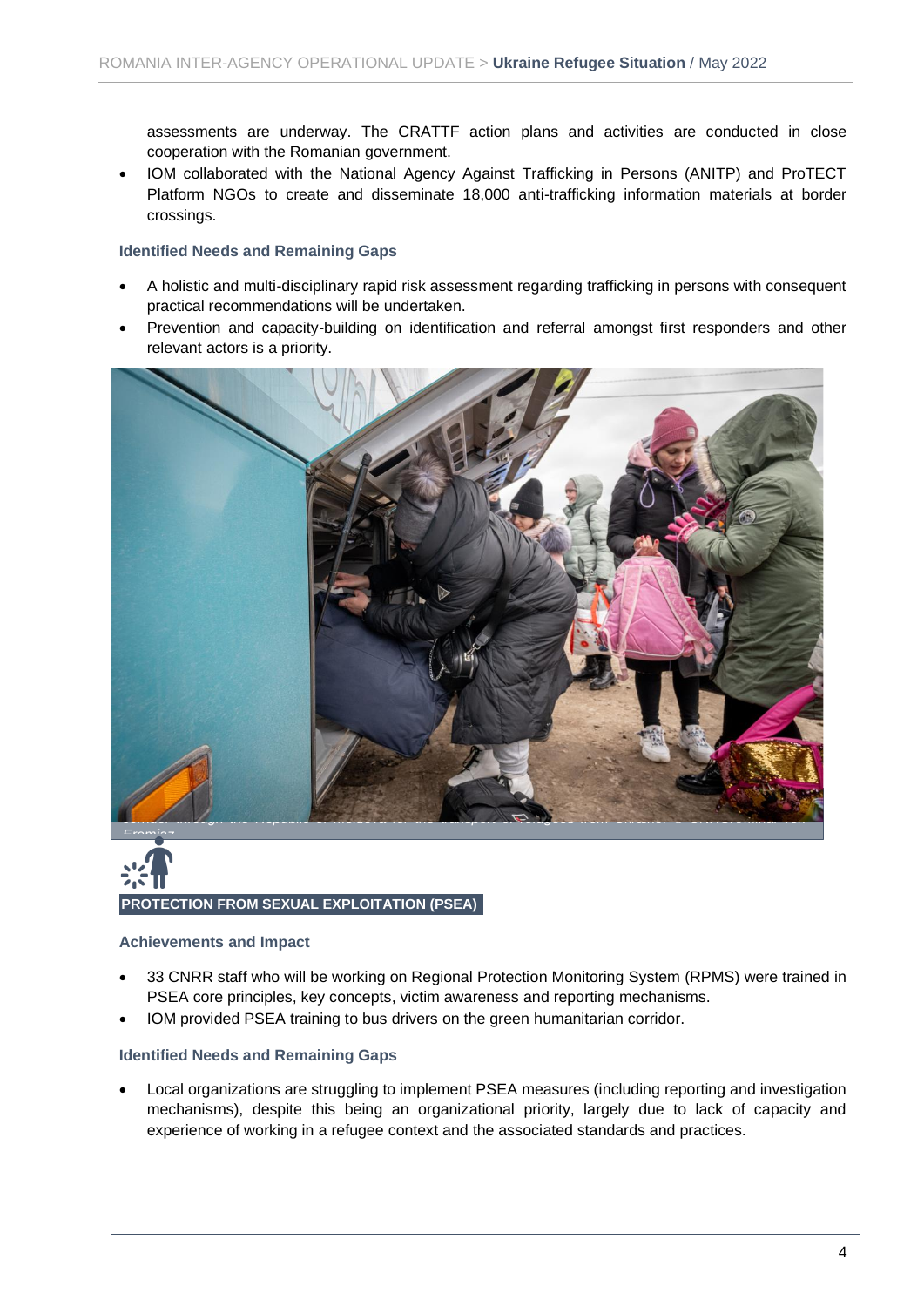assessments are underway. The CRATTF action plans and activities are conducted in close cooperation with the Romanian government.

- IOM collaborated with the National Agency Against Trafficking in Persons (ANITP) and ProTECT Platform NGOs to create and disseminate 18,000 anti-trafficking information materials at border crossings.

### Identified Needs and Remaining Gaps

- A holistic and multi-disciplinary rapid risk assessment regarding trafficking in persons with consequent practical recommendations will be undertaken.
- Prevention and capacity-building on identification and referral amongst first responders and other relevant actors is a priority.

## PROTECTION FROM SEXUAL EXPLOITATION (PSEA)

### Achievements and Impact

- 33 CNRR staff who will be working on Regional Protection Monitoring System (RPMS) were trained in PSEA core principles, key concepts, victim awareness and reporting mechanisms.
- IOM provided PSEA training to bus drivers on the green humanitarian corridor.

### Identified Needs and Remaining Gaps

- Local organizations are struggling to implement PSEA measures (including reporting and investigation mechanisms), despite this being an organizational priority, largely due to lack of capacity and experience of working in a refugee context and the associated standards and practices.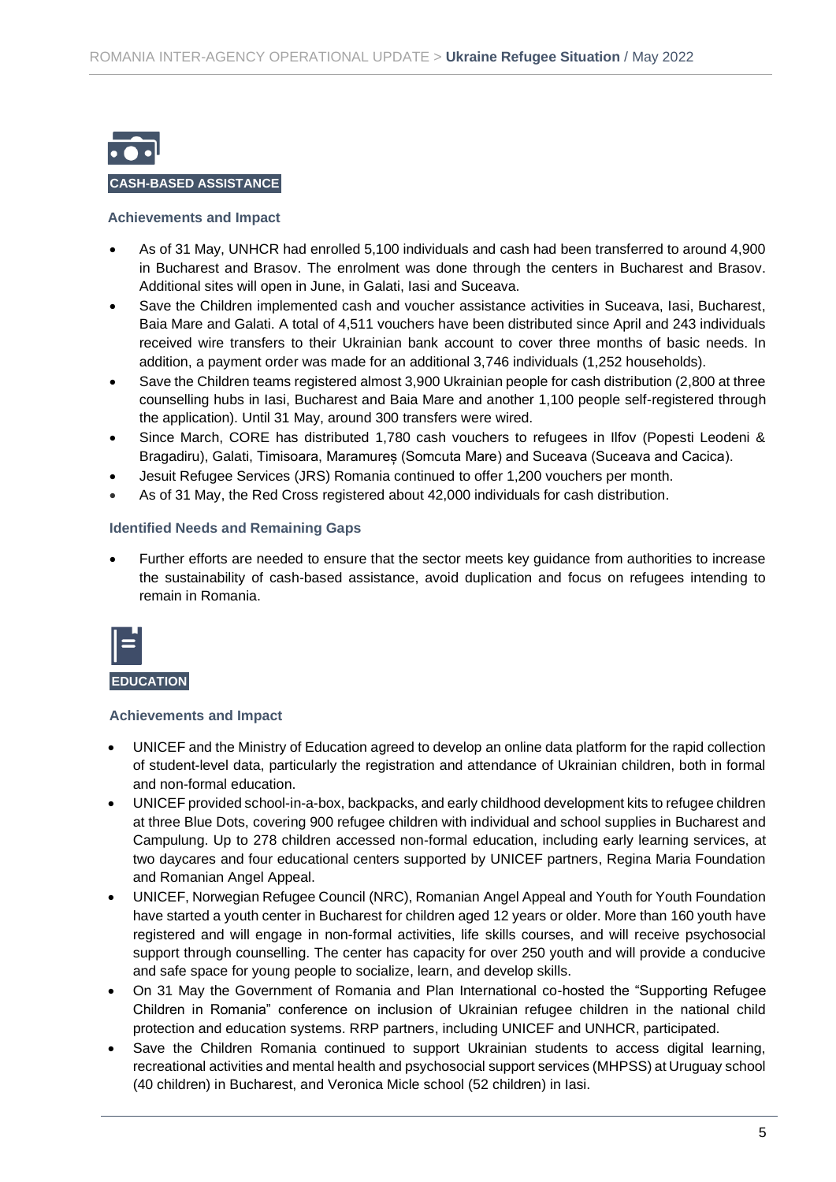## CASH-BASED ASSISTANCE

### Achievements and Impact

- As of 31 May, UNHCR had enrolled 5,100 individuals and cash had been transferred to around 4,900 in Bucharest and Brasov. The enrolment was done through the centers in Bucharest and Brasov. Additional sites will open in June, in Galati, Iasi and Suceava.
- Save the Children implemented cash and voucher assistance activities in Suceava, Iasi, Bucharest, Baia Mare and Galati. A total of 4,511 vouchers have been distributed since April and 243 individuals received wire transfers to their Ukrainian bank account to cover three months of basic needs. In addition, a payment order was made for an additional 3,746 individuals (1,252 households).
- Save the Children teams registered almost 3,900 Ukrainian people for cash distribution (2,800 at three counselling hubs in Iasi, Bucharest and Baia Mare and another 1,100 people self-registered through the application). Until 31 May, around 300 transfers were wired.
- Since March, CORE has distributed 1,780 cash vouchers to refugees in Ilfov (Popesti Leodeni & Bragadiru), Galati, Timisoara, Maramureș (Somcuta Mare) and Suceava (Suceava and Cacica).
- Jesuit Refugee Services (JRS) Romania continued to offer 1,200 vouchers per month.
- As of 31 May, the Red Cross registered about 42,000 individuals for cash distribution.

### Identified Needs and Remaining Gaps

- Further efforts are needed to ensure that the sector meets key guidance from authorities to increase the sustainability of cash-based assistance, avoid duplication and focus on refugees intending to remain in Romania.

## EDUCATION

### Achievements and Impact

- UNICEF and the Ministry of Education agreed to develop an online data platform for the rapid collection of student-level data, particularly the registration and attendance of Ukrainian children, both in formal and non-formal education.
- UNICEF provided school-in-a-box, backpacks, and early childhood development kits to refugee children at three Blue Dots, covering 900 refugee children with individual and school supplies in Bucharest and Campulung. Up to 278 children accessed non-formal education, including early learning services, at two daycares and four educational centers supported by UNICEF partners, Regina Maria Foundation and Romanian Angel Appeal.
- UNICEF, Norwegian Refugee Council (NRC), Romanian Angel Appeal and Youth for Youth Foundation have started a youth center in Bucharest for children aged 12 years or older. More than 160 youth have registered and will engage in non-formal activities, life skills courses, and will receive psychosocial support through counselling. The center has capacity for over 250 youth and will provide a conducive and safe space for young people to socialize, learn, and develop skills.
- On 31 May the Government of Romania and Plan International co-hosted the "Supporting Refugee Children in Romania" conference on inclusion of Ukrainian refugee children in the national child protection and education systems. RRP partners, including UNICEF and UNHCR, participated.
- Save the Children Romania continued to support Ukrainian students to access digital learning, recreational activities and mental health and psychosocial support services (MHPSS) at Uruguay school (40 children) in Bucharest, and Veronica Micle school (52 children) in Iasi.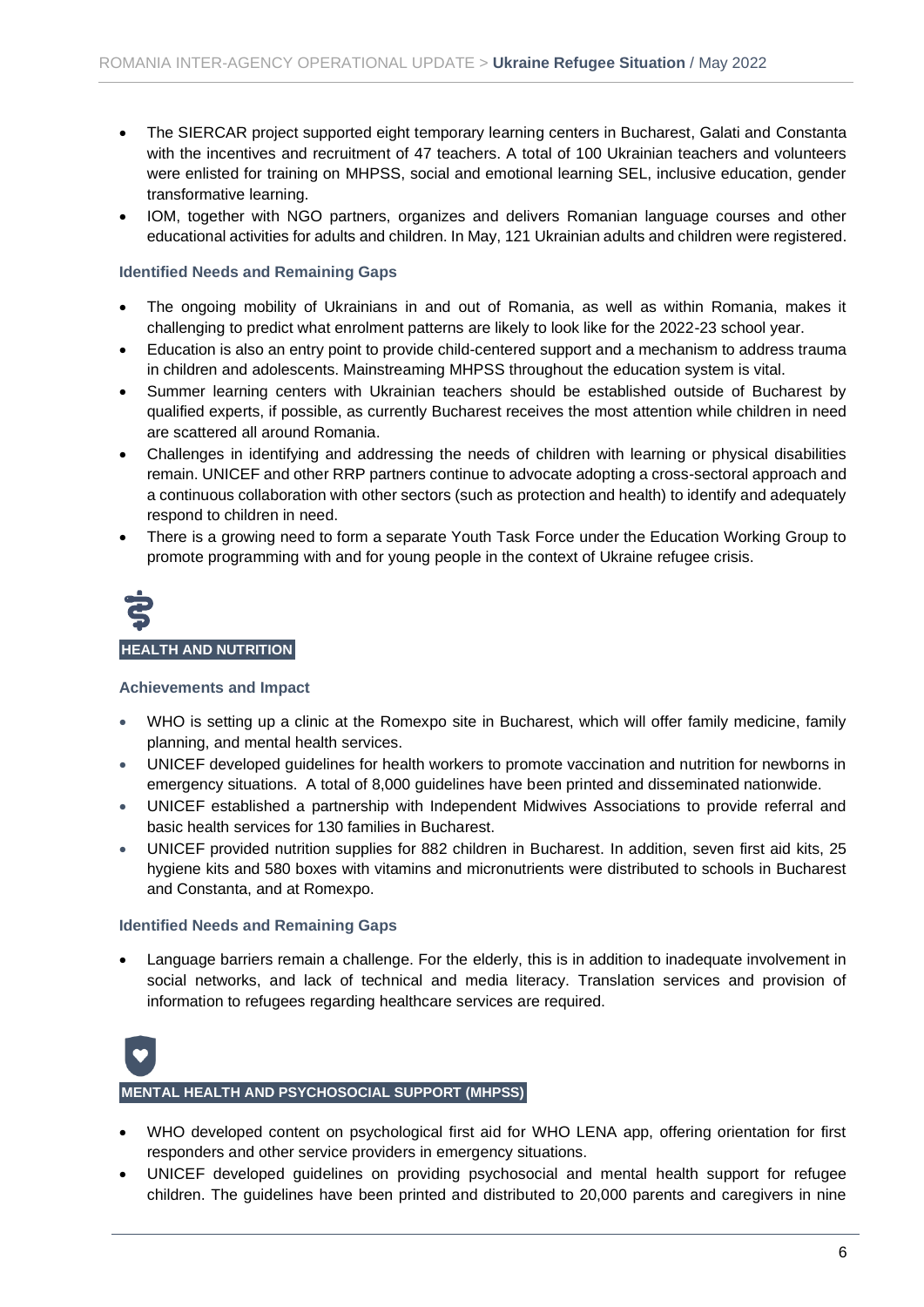- The SIERCAR project supported eight temporary learning centers in Bucharest, Galati and Constanta with the incentives and recruitment of 47 teachers. A total of 100 Ukrainian teachers and volunteers were enlisted for training on MHPSS, social and emotional learning SEL, inclusive education, gender transformative learning.
- IOM, together with NGO partners, organizes and delivers Romanian language courses and other educational activities for adults and children. In May, 121 Ukrainian adults and children were registered.

### Identified Needs and Remaining Gaps

- The ongoing mobility of Ukrainians in and out of Romania, as well as within Romania, makes it challenging to predict what enrolment patterns are likely to look like for the 2022-23 school year.
- Education is also an entry point to provide child-centered support and a mechanism to address trauma in children and adolescents. Mainstreaming MHPSS throughout the education system is vital.
- Summer learning centers with Ukrainian teachers should be established outside of Bucharest by qualified experts, if possible, as currently Bucharest receives the most attention while children in need are scattered all around Romania.
- Challenges in identifying and addressing the needs of children with learning or physical disabilities remain. UNICEF and other RRP partners continue to advocate adopting a cross-sectoral approach and a continuous collaboration with other sectors (such as protection and health) to identify and adequately respond to children in need.
- There is a growing need to form a separate Youth Task Force under the Education Working Group to promote programming with and for young people in the context of Ukraine refugee crisis.

## HEALTH AND NUTRITION

### Achievements and Impact

- WHO is setting up a clinic at the Romexpo site in Bucharest, which will offer family medicine, family planning, and mental health services.
- UNICEF developed guidelines for health workers to promote vaccination and nutrition for newborns in emergency situations. A total of 8,000 guidelines have been printed and disseminated nationwide.
- UNICEF established a partnership with Independent Midwives Associations to provide referral and basic health services for 130 families in Bucharest.
- UNICEF provided nutrition supplies for 882 children in Bucharest. In addition, seven first aid kits, 25 hygiene kits and 580 boxes with vitamins and micronutrients were distributed to schools in Bucharest and Constanta, and at Romexpo.

### Identified Needs and Remaining Gaps

- Language barriers remain a challenge. For the elderly, this is in addition to inadequate involvement in social networks, and lack of technical and media literacy. Translation services and provision of information to refugees regarding healthcare services are required.

## MENTAL HEALTH AND PSYCHOSOCIAL SUPPORT (MHPSS)

- WHO developed content on psychological first aid for WHO LENA app, offering orientation for first responders and other service providers in emergency situations.
- UNICEF developed guidelines on providing psychosocial and mental health support for refugee children. The guidelines have been printed and distributed to 20,000 parents and caregivers in nine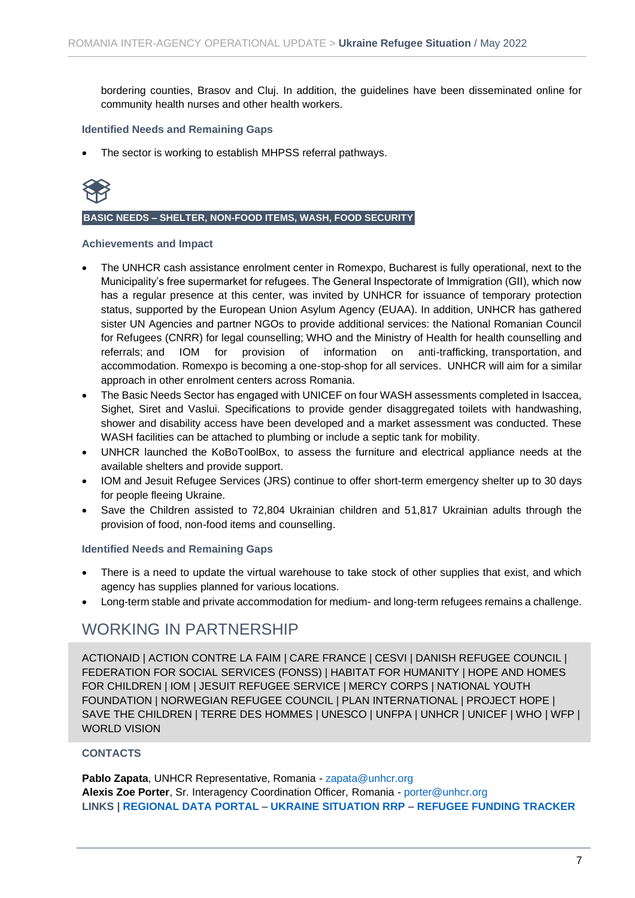bordering counties, Brasov and Cluj. In addition, the guidelines have been disseminated online for community health nurses and other health workers.

#### Identified Needs and Remaining Gaps

- The sector is working to establish MHPSS referral pathways.

### BASIC NEEDS – SHELTER, NON-FOOD ITEMS, WASH, FOOD SECURITY

#### Achievements and Impact

- The UNHCR cash assistance enrolment center in Romexpo, Bucharest is fully operational, next to the Municipality's free supermarket for refugees. The General Inspectorate of Immigration (GII), which now has a regular presence at this center, was invited by UNHCR for issuance of temporary protection status, supported by the European Union Asylum Agency (EUAA). In addition, UNHCR has gathered sister UN Agencies and partner NGOs to provide additional services: the National Romanian Council for Refugees (CNRR) for legal counselling; WHO and the Ministry of Health for health counselling and referrals; and IOM for provision of information on anti-trafficking, transportation, and accommodation. Romexpo is becoming a one-stop-shop for all services. UNHCR will aim for a similar approach in other enrolment centers across Romania.
- The Basic Needs Sector has engaged with UNICEF on four WASH assessments completed in Isaccea, Sighet, Siret and Vaslui. Specifications to provide gender disaggregated toilets with handwashing, shower and disability access have been developed and a market assessment was conducted. These WASH facilities can be attached to plumbing or include a septic tank for mobility.
- UNHCR launched the KoBoToolBox, to assess the furniture and electrical appliance needs at the available shelters and provide support.
- IOM and Jesuit Refugee Services (JRS) continue to offer short-term emergency shelter up to 30 days for people fleeing Ukraine.
- Save the Children assisted to 72,804 Ukrainian children and 51,817 Ukrainian adults through the provision of food, non-food items and counselling.

#### Identified Needs and Remaining Gaps

- There is a need to update the virtual warehouse to take stock of other supplies that exist, and which agency has supplies planned for various locations.
- Long-term stable and private accommodation for medium- and long-term refugees remains a challenge.

## WORKING IN PARTNERSHIP

ACTIONAID | ACTION CONTRE LA FAIM | CARE FRANCE | CESVI | DANISH REFUGEE COUNCIL | FEDERATION FOR SOCIAL SERVICES (FONSS) | HABITAT FOR HUMANITY | HOPE AND HOMES FOR CHILDREN | IOM | JESUIT REFUGEE SERVICE | MERCY CORPS | NATIONAL YOUTH FOUNDATION | NORWEGIAN REFUGEE COUNCIL | PLAN INTERNATIONAL | PROJECT HOPE | SAVE THE CHILDREN | TERRE DES HOMMES | UNESCO | UNFPA | UNHCR | UNICEF | WHO | WFP | WORLD VISION

#### CONTACTS

**Pablo Zapata**, UNHCR Representative, Romania - zapata@unhcr.org
**Alexis Zoe Porter**, Sr. Interagency Coordination Officer, Romania - porter@unhcr.org
**LINKS | REGIONAL DATA PORTAL – UKRAINE SITUATION RRP – REFUGEE FUNDING TRACKER**